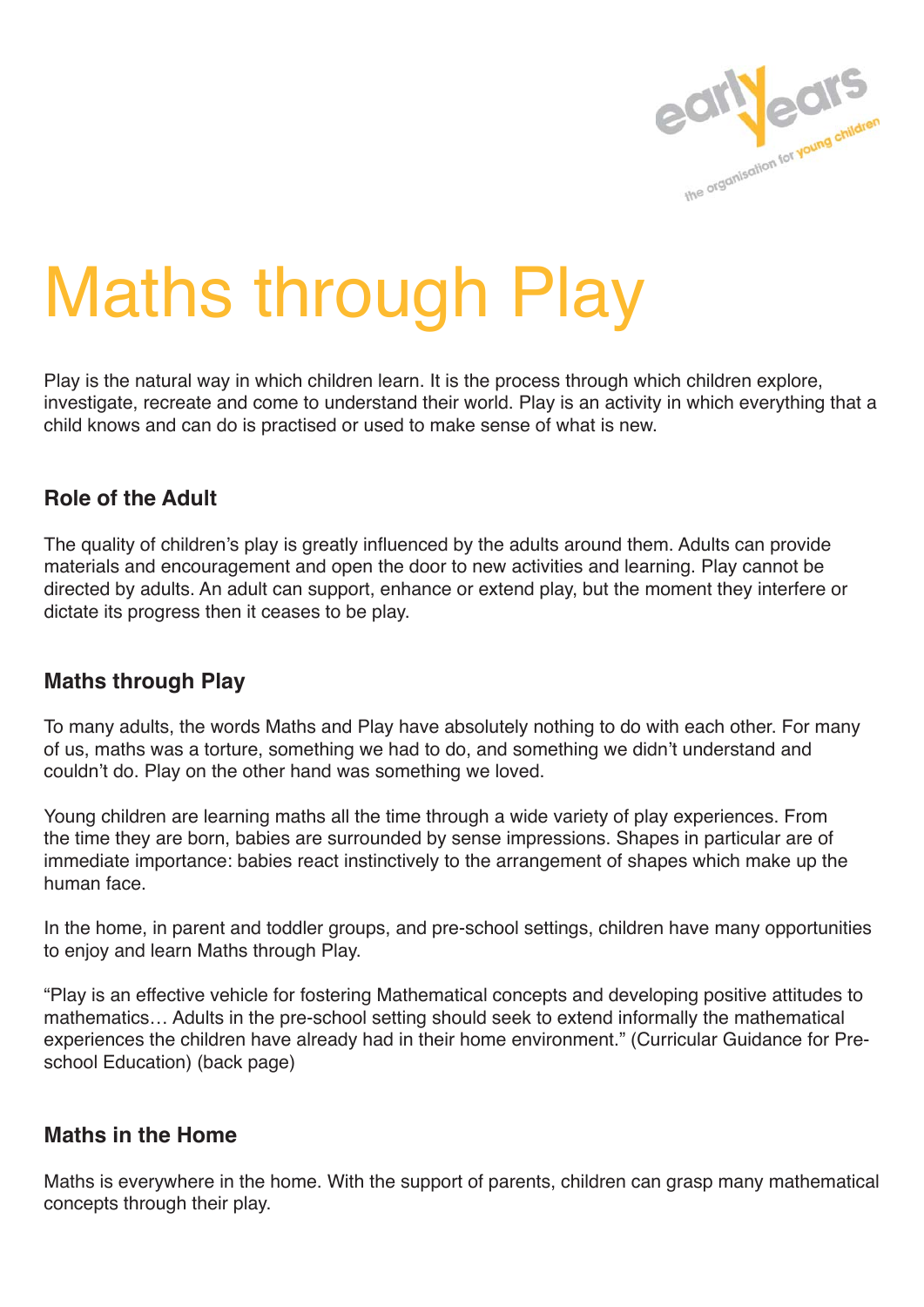# Maths through Play

Play is the natural way in which children learn. It is the process through which children explore, investigate, recreate and come to understand their world. Play is an activity in which everything that a child knows and can do is practised or used to make sense of what is new.

## Role of the Adult

The quality of children's play is greatly influenced by the adults around them. Adults can provide materials and encouragement and open the door to new activities and learning. Play cannot be directed by adults. An adult can support, enhance or extend play, but the moment they interfere or dictate its progress then it ceases to be play.

## Maths through Play

To many adults, the words Maths and Play have absolutely nothing to do with each other. For many of us, maths was a torture, something we had to do, and something we didn't understand and couldn't do. Play on the other hand was something we loved.

Young children are learning maths all the time through a wide variety of play experiences. From the time they are born, babies are surrounded by sense impressions. Shapes in particular are of immediate importance: babies react instinctively to the arrangement of shapes which make up the human face.

In the home, in parent and toddler groups, and pre-school settings, children have many opportunities to enjoy and learn Maths through Play.

"Play is an effective vehicle for fostering Mathematical concepts and developing positive attitudes to mathematics… Adults in the pre-school setting should seek to extend informally the mathematical experiences the children have already had in their home environment." (Curricular Guidance for Pre-school Education) (back page)

## Maths in the Home

Maths is everywhere in the home. With the support of parents, children can grasp many mathematical concepts through their play.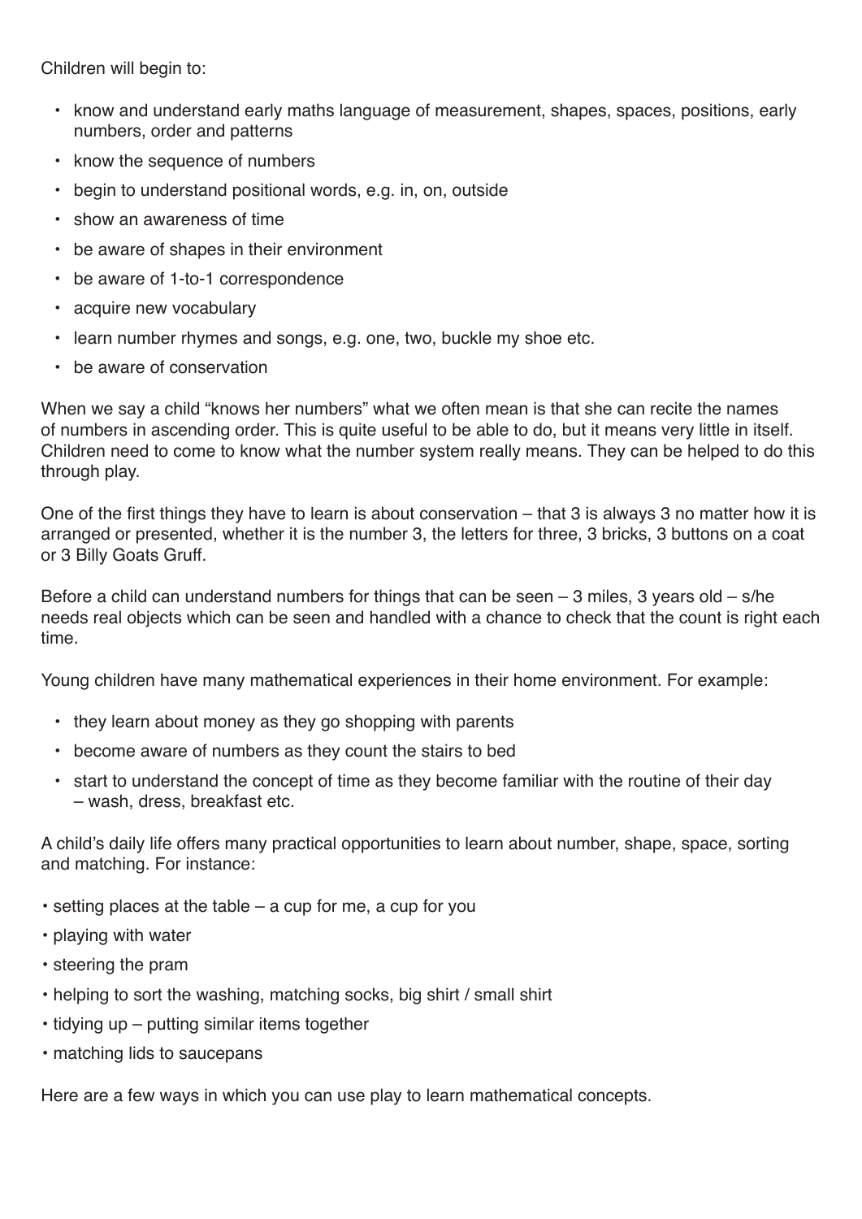Children will begin to:

- know and understand early maths language of measurement, shapes, spaces, positions, early numbers, order and patterns
- know the sequence of numbers
- begin to understand positional words, e.g. in, on, outside
- show an awareness of time
- be aware of shapes in their environment
- be aware of 1-to-1 correspondence
- acquire new vocabulary
- learn number rhymes and songs, e.g. one, two, buckle my shoe etc.
- be aware of conservation

When we say a child "knows her numbers" what we often mean is that she can recite the names of numbers in ascending order. This is quite useful to be able to do, but it means very little in itself. Children need to come to know what the number system really means. They can be helped to do this through play.

One of the first things they have to learn is about conservation – that 3 is always 3 no matter how it is arranged or presented, whether it is the number 3, the letters for three, 3 bricks, 3 buttons on a coat or 3 Billy Goats Gruff.

Before a child can understand numbers for things that can be seen – 3 miles, 3 years old – s/he needs real objects which can be seen and handled with a chance to check that the count is right each time.

Young children have many mathematical experiences in their home environment. For example:

- they learn about money as they go shopping with parents
- become aware of numbers as they count the stairs to bed
- start to understand the concept of time as they become familiar with the routine of their day – wash, dress, breakfast etc.

A child's daily life offers many practical opportunities to learn about number, shape, space, sorting and matching. For instance:

- setting places at the table – a cup for me, a cup for you
- playing with water
- steering the pram
- helping to sort the washing, matching socks, big shirt / small shirt
- tidying up – putting similar items together
- matching lids to saucepans

Here are a few ways in which you can use play to learn mathematical concepts.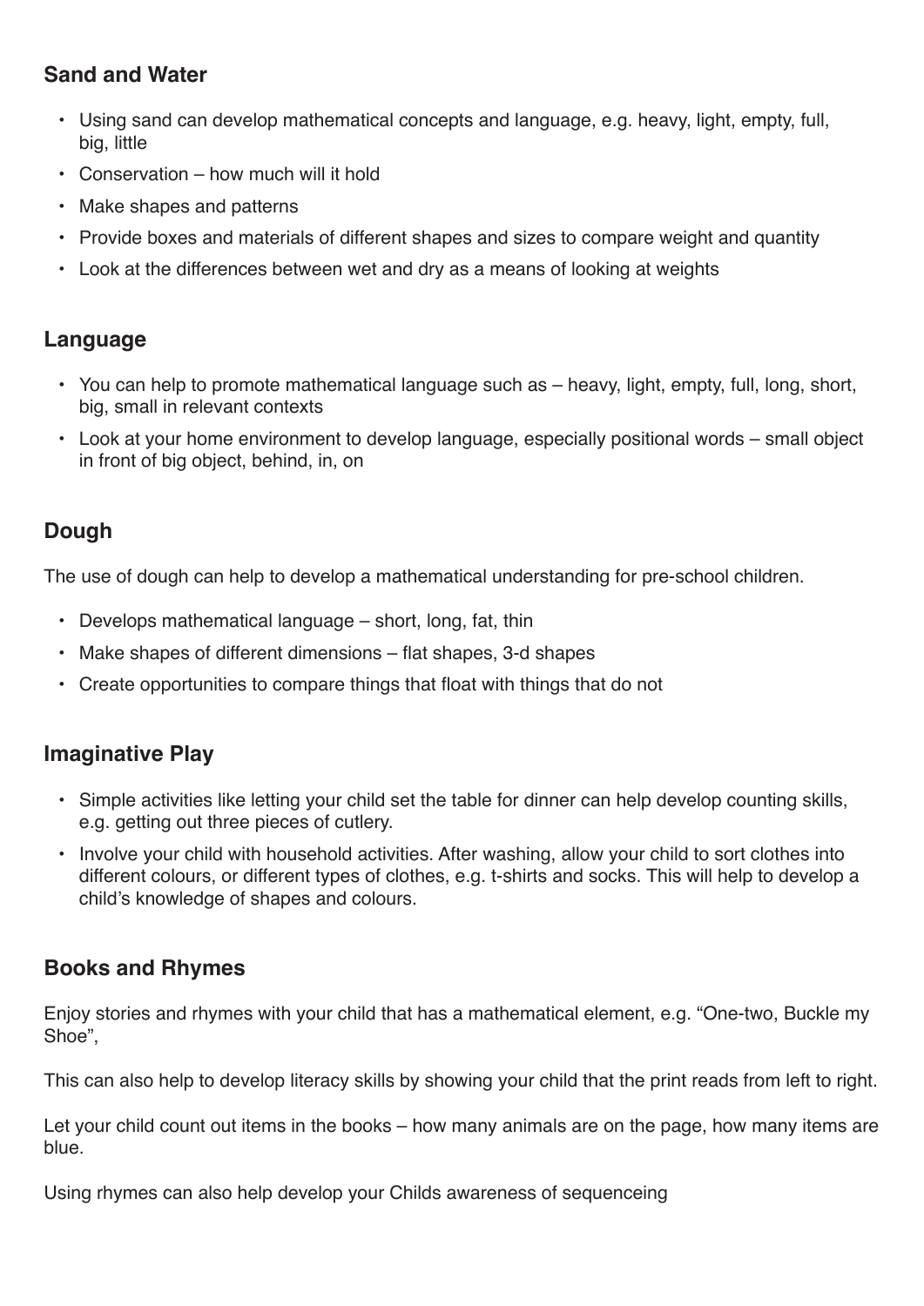## Sand and Water

- Using sand can develop mathematical concepts and language, e.g. heavy, light, empty, full, big, little
- Conservation – how much will it hold
- Make shapes and patterns
- Provide boxes and materials of different shapes and sizes to compare weight and quantity
- Look at the differences between wet and dry as a means of looking at weights

## Language

- You can help to promote mathematical language such as – heavy, light, empty, full, long, short, big, small in relevant contexts
- Look at your home environment to develop language, especially positional words – small object in front of big object, behind, in, on

## Dough

The use of dough can help to develop a mathematical understanding for pre-school children.

- Develops mathematical language – short, long, fat, thin
- Make shapes of different dimensions – flat shapes, 3-d shapes
- Create opportunities to compare things that float with things that do not

## Imaginative Play

- Simple activities like letting your child set the table for dinner can help develop counting skills, e.g. getting out three pieces of cutlery.
- Involve your child with household activities. After washing, allow your child to sort clothes into different colours, or different types of clothes, e.g. t-shirts and socks. This will help to develop a child's knowledge of shapes and colours.

## Books and Rhymes

Enjoy stories and rhymes with your child that has a mathematical element, e.g. "One-two, Buckle my Shoe",

This can also help to develop literacy skills by showing your child that the print reads from left to right.

Let your child count out items in the books – how many animals are on the page, how many items are blue.

Using rhymes can also help develop your Childs awareness of sequenceing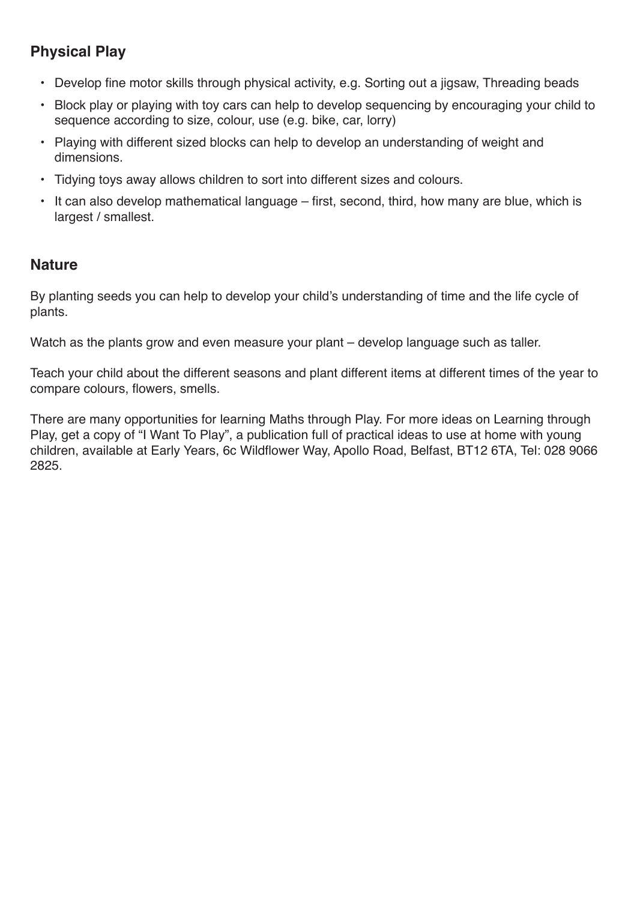## Physical Play

- Develop fine motor skills through physical activity, e.g. Sorting out a jigsaw, Threading beads
- Block play or playing with toy cars can help to develop sequencing by encouraging your child to sequence according to size, colour, use (e.g. bike, car, lorry)
- Playing with different sized blocks can help to develop an understanding of weight and dimensions.
- Tidying toys away allows children to sort into different sizes and colours.
- It can also develop mathematical language – first, second, third, how many are blue, which is largest / smallest.

## Nature

By planting seeds you can help to develop your child's understanding of time and the life cycle of plants.

Watch as the plants grow and even measure your plant – develop language such as taller.

Teach your child about the different seasons and plant different items at different times of the year to compare colours, flowers, smells.

There are many opportunities for learning Maths through Play. For more ideas on Learning through Play, get a copy of "I Want To Play", a publication full of practical ideas to use at home with young children, available at Early Years, 6c Wildflower Way, Apollo Road, Belfast, BT12 6TA, Tel: 028 9066 2825.